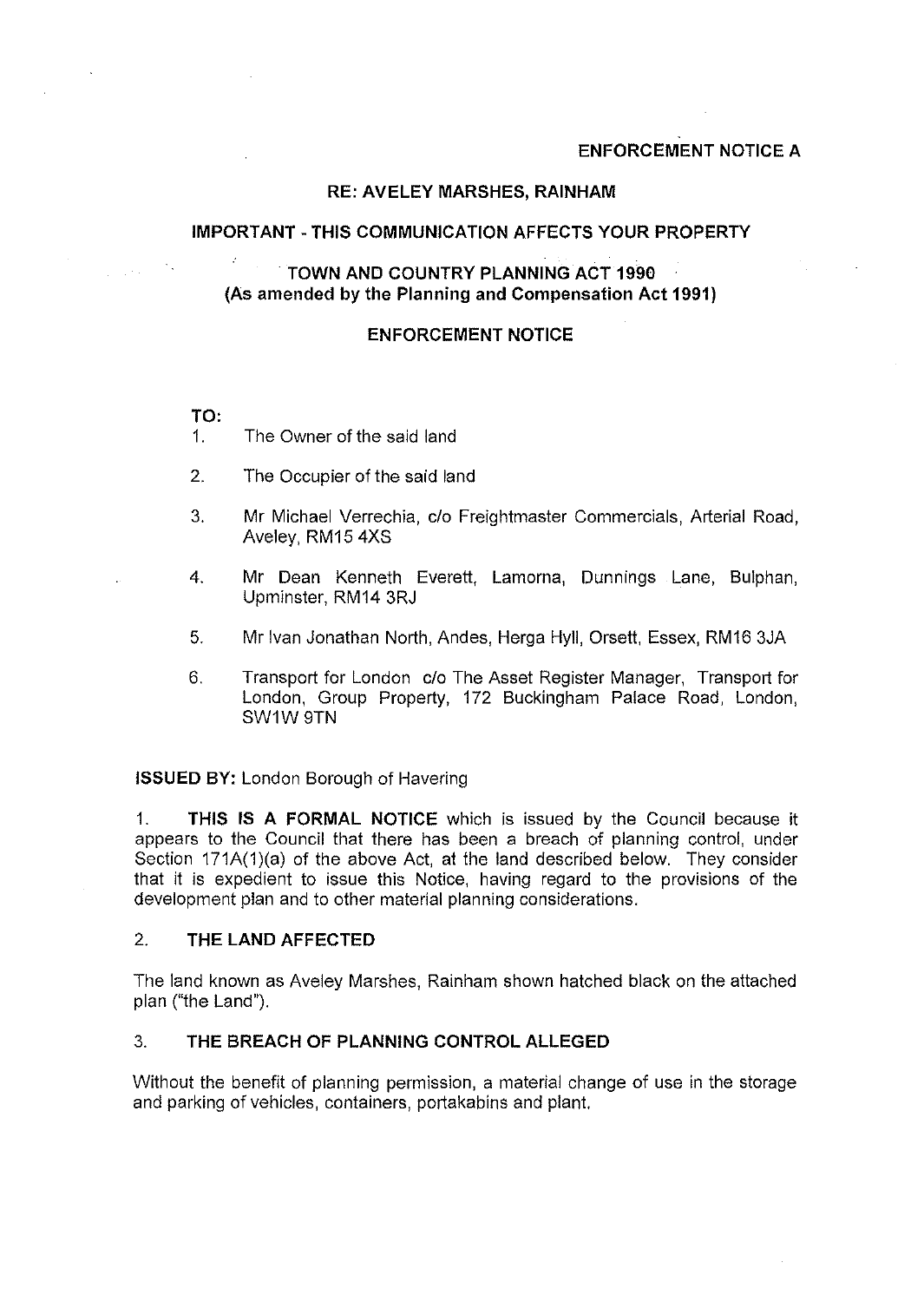**ENFORCEMENT NOTICE A**

**RE: AVELEY MARSHES, RAINHAM**

**IMPORTANT - THIS COMMUNICATION AFFECTS YOUR PROPERTY**

**TOWN AND COUNTRY PLANNING ACT 1990**
**(As amended by the Planning and Compensation Act 1991)**

**ENFORCEMENT NOTICE**

**TO:**

1. The Owner of the said land
2. The Occupier of the said land
3. Mr Michael Verrechia, c/o Freightmaster Commercials, Arterial Road, Aveley, RM15 4XS
4. Mr Dean Kenneth Everett, Lamorna, Dunnings Lane, Bulphan, Upminster, RM14 3RJ
5. Mr Ivan Jonathan North, Andes, Herga Hyll, Orsett, Essex, RM16 3JA
6. Transport for London c/o The Asset Register Manager, Transport for London, Group Property, 172 Buckingham Palace Road, London, SW1W 9TN

**ISSUED BY:** London Borough of Havering

1. **THIS IS A FORMAL NOTICE** which is issued by the Council because it appears to the Council that there has been a breach of planning control, under Section 171A(1)(a) of the above Act, at the land described below. They consider that it is expedient to issue this Notice, having regard to the provisions of the development plan and to other material planning considerations.

2. **THE LAND AFFECTED**

The land known as Aveley Marshes, Rainham shown hatched black on the attached plan ("the Land").

3. **THE BREACH OF PLANNING CONTROL ALLEGED**

Without the benefit of planning permission, a material change of use in the storage and parking of vehicles, containers, portakabins and plant.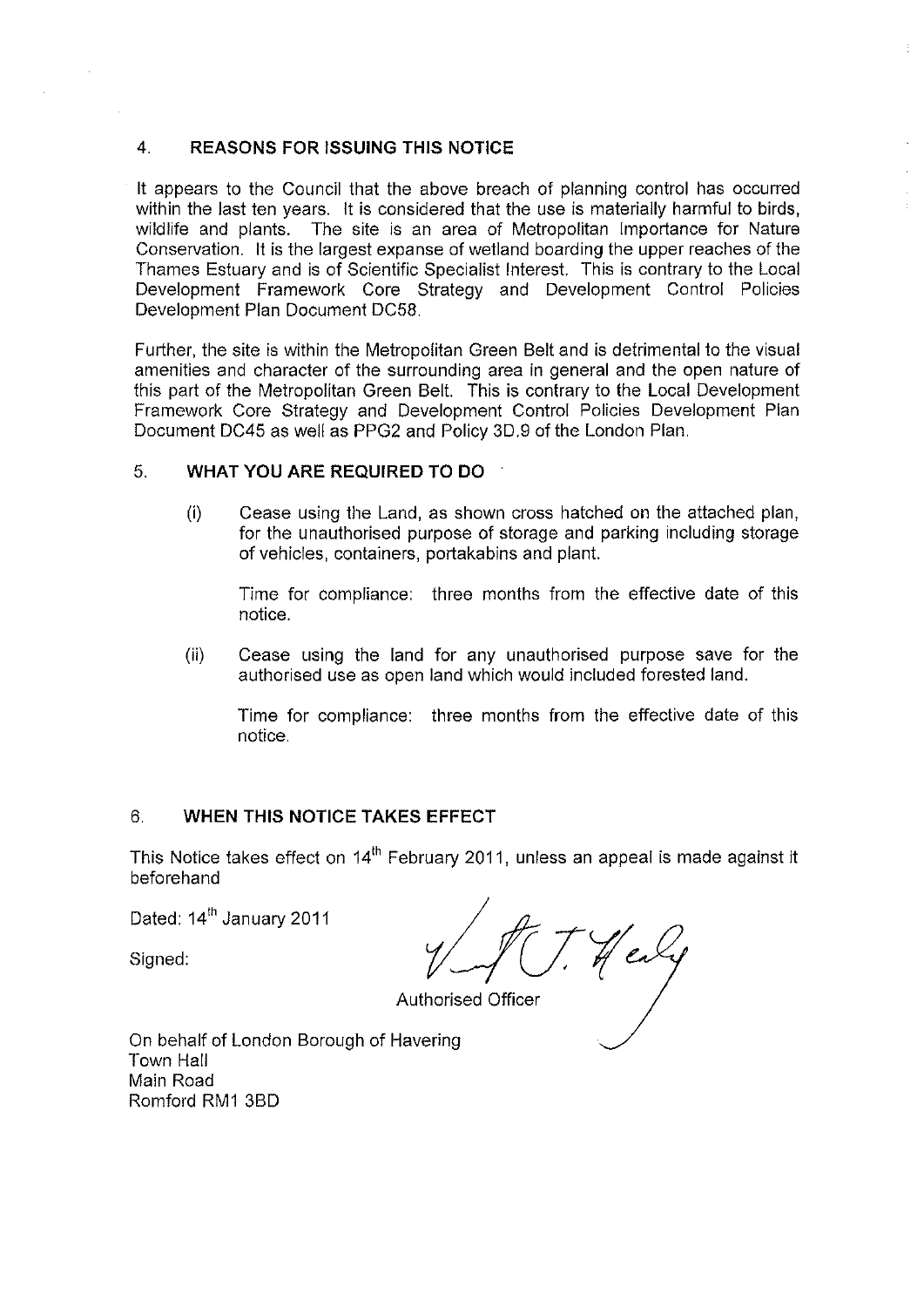## 4. REASONS FOR ISSUING THIS NOTICE

It appears to the Council that the above breach of planning control has occurred within the last ten years. It is considered that the use is materially harmful to birds, wildlife and plants. The site is an area of Metropolitan Importance for Nature Conservation. It is the largest expanse of wetland boarding the upper reaches of the Thames Estuary and is of Scientific Specialist Interest. This is contrary to the Local Development Framework Core Strategy and Development Control Policies Development Plan Document DC58.

Further, the site is within the Metropolitan Green Belt and is detrimental to the visual amenities and character of the surrounding area in general and the open nature of this part of the Metropolitan Green Belt. This is contrary to the Local Development Framework Core Strategy and Development Control Policies Development Plan Document DC45 as well as PPG2 and Policy 3D.9 of the London Plan.

## 5. WHAT YOU ARE REQUIRED TO DO

(i) Cease using the Land, as shown cross hatched on the attached plan, for the unauthorised purpose of storage and parking including storage of vehicles, containers, portakabins and plant.

Time for compliance: three months from the effective date of this notice.

(ii) Cease using the land for any unauthorised purpose save for the authorised use as open land which would included forested land.

Time for compliance: three months from the effective date of this notice.

## 6. WHEN THIS NOTICE TAKES EFFECT

This Notice takes effect on 14th February 2011, unless an appeal is made against it beforehand

Dated: 14th January 2011

Signed:

Authorised Officer

On behalf of London Borough of Havering
Town Hall
Main Road
Romford RM1 3BD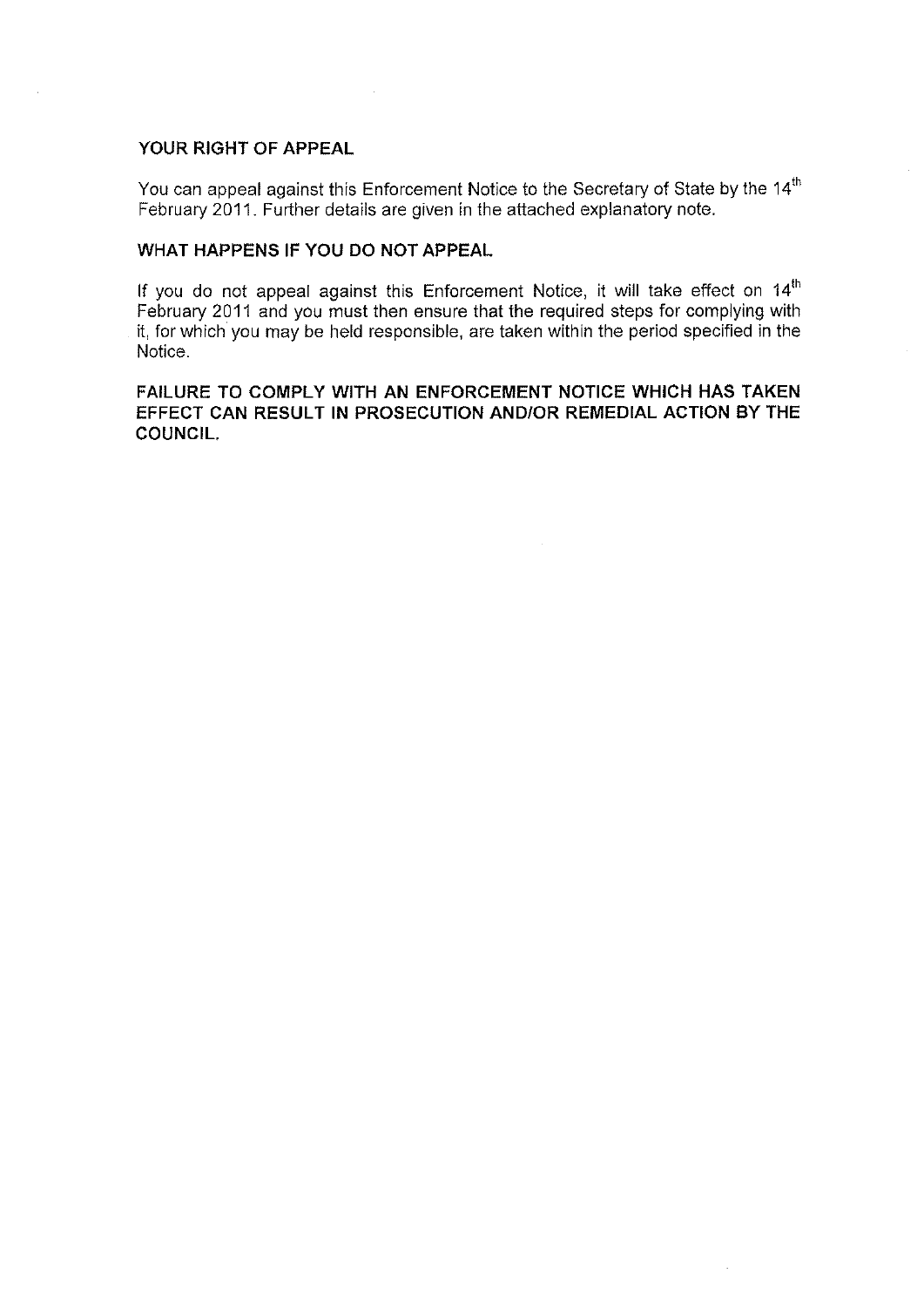## YOUR RIGHT OF APPEAL

You can appeal against this Enforcement Notice to the Secretary of State by the 14th February 2011. Further details are given in the attached explanatory note.

## WHAT HAPPENS IF YOU DO NOT APPEAL

If you do not appeal against this Enforcement Notice, it will take effect on 14th February 2011 and you must then ensure that the required steps for complying with it, for which you may be held responsible, are taken within the period specified in the Notice.

**FAILURE TO COMPLY WITH AN ENFORCEMENT NOTICE WHICH HAS TAKEN EFFECT CAN RESULT IN PROSECUTION AND/OR REMEDIAL ACTION BY THE COUNCIL.**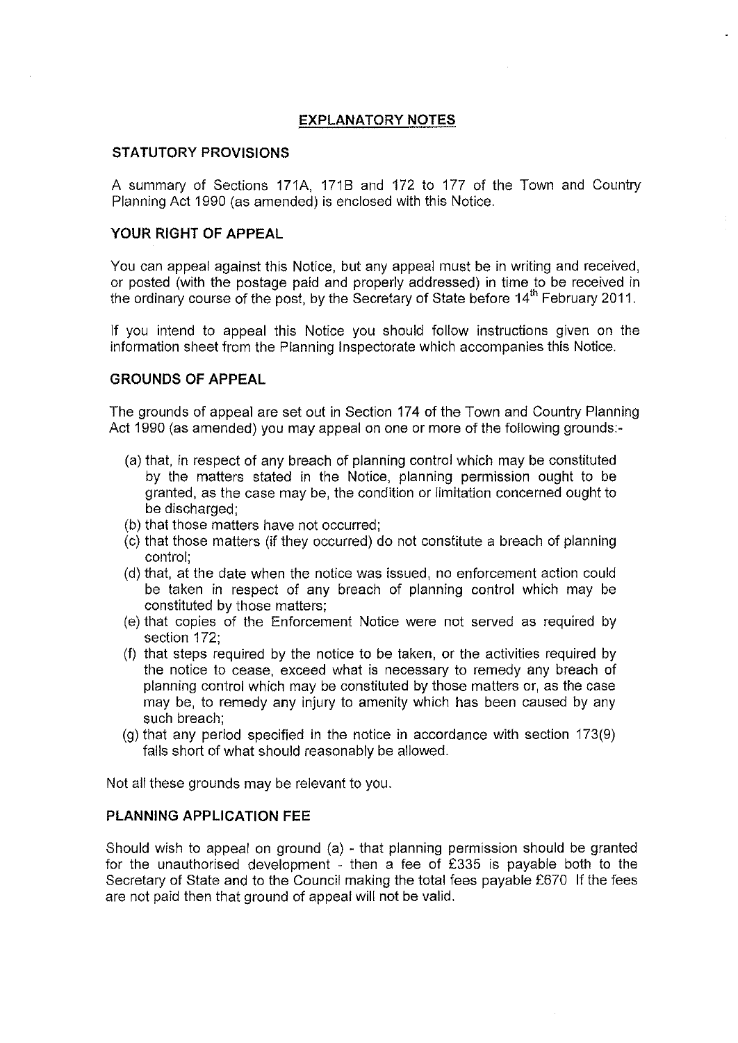## EXPLANATORY NOTES

### STATUTORY PROVISIONS

A summary of Sections 171A, 171B and 172 to 177 of the Town and Country Planning Act 1990 (as amended) is enclosed with this Notice.

### YOUR RIGHT OF APPEAL

You can appeal against this Notice, but any appeal must be in writing and received, or posted (with the postage paid and properly addressed) in time to be received in the ordinary course of the post, by the Secretary of State before 14th February 2011.

If you intend to appeal this Notice you should follow instructions given on the information sheet from the Planning Inspectorate which accompanies this Notice.

### GROUNDS OF APPEAL

The grounds of appeal are set out in Section 174 of the Town and Country Planning Act 1990 (as amended) you may appeal on one or more of the following grounds:-

(a) that, in respect of any breach of planning control which may be constituted by the matters stated in the Notice, planning permission ought to be granted, as the case may be, the condition or limitation concerned ought to be discharged;
(b) that those matters have not occurred;
(c) that those matters (if they occurred) do not constitute a breach of planning control;
(d) that, at the date when the notice was issued, no enforcement action could be taken in respect of any breach of planning control which may be constituted by those matters;
(e) that copies of the Enforcement Notice were not served as required by section 172;
(f) that steps required by the notice to be taken, or the activities required by the notice to cease, exceed what is necessary to remedy any breach of planning control which may be constituted by those matters or, as the case may be, to remedy any injury to amenity which has been caused by any such breach;
(g) that any period specified in the notice in accordance with section 173(9) falls short of what should reasonably be allowed.

Not all these grounds may be relevant to you.

### PLANNING APPLICATION FEE

Should wish to appeal on ground (a) - that planning permission should be granted for the unauthorised development - then a fee of £335 is payable both to the Secretary of State and to the Council making the total fees payable £670 If the fees are not paid then that ground of appeal will not be valid.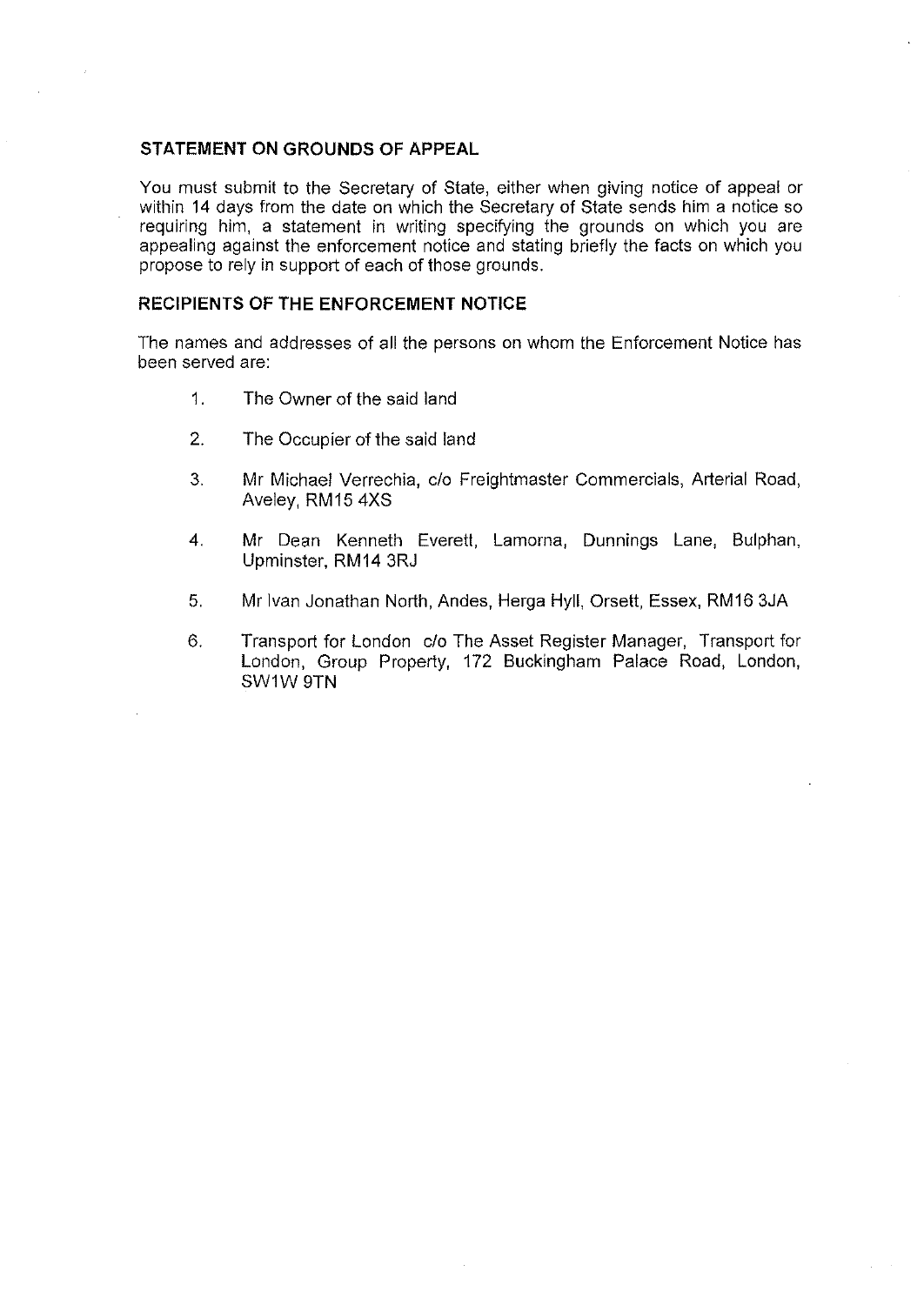### STATEMENT ON GROUNDS OF APPEAL

You must submit to the Secretary of State, either when giving notice of appeal or within 14 days from the date on which the Secretary of State sends him a notice so requiring him, a statement in writing specifying the grounds on which you are appealing against the enforcement notice and stating briefly the facts on which you propose to rely in support of each of those grounds.

### RECIPIENTS OF THE ENFORCEMENT NOTICE

The names and addresses of all the persons on whom the Enforcement Notice has been served are:

1. The Owner of the said land
2. The Occupier of the said land
3. Mr Michael Verrechia, c/o Freightmaster Commercials, Arterial Road, Aveley, RM15 4XS
4. Mr Dean Kenneth Everett, Lamorna, Dunnings Lane, Bulphan, Upminster, RM14 3RJ
5. Mr Ivan Jonathan North, Andes, Herga Hyll, Orsett, Essex, RM16 3JA
6. Transport for London c/o The Asset Register Manager, Transport for London, Group Property, 172 Buckingham Palace Road, London, SW1W 9TN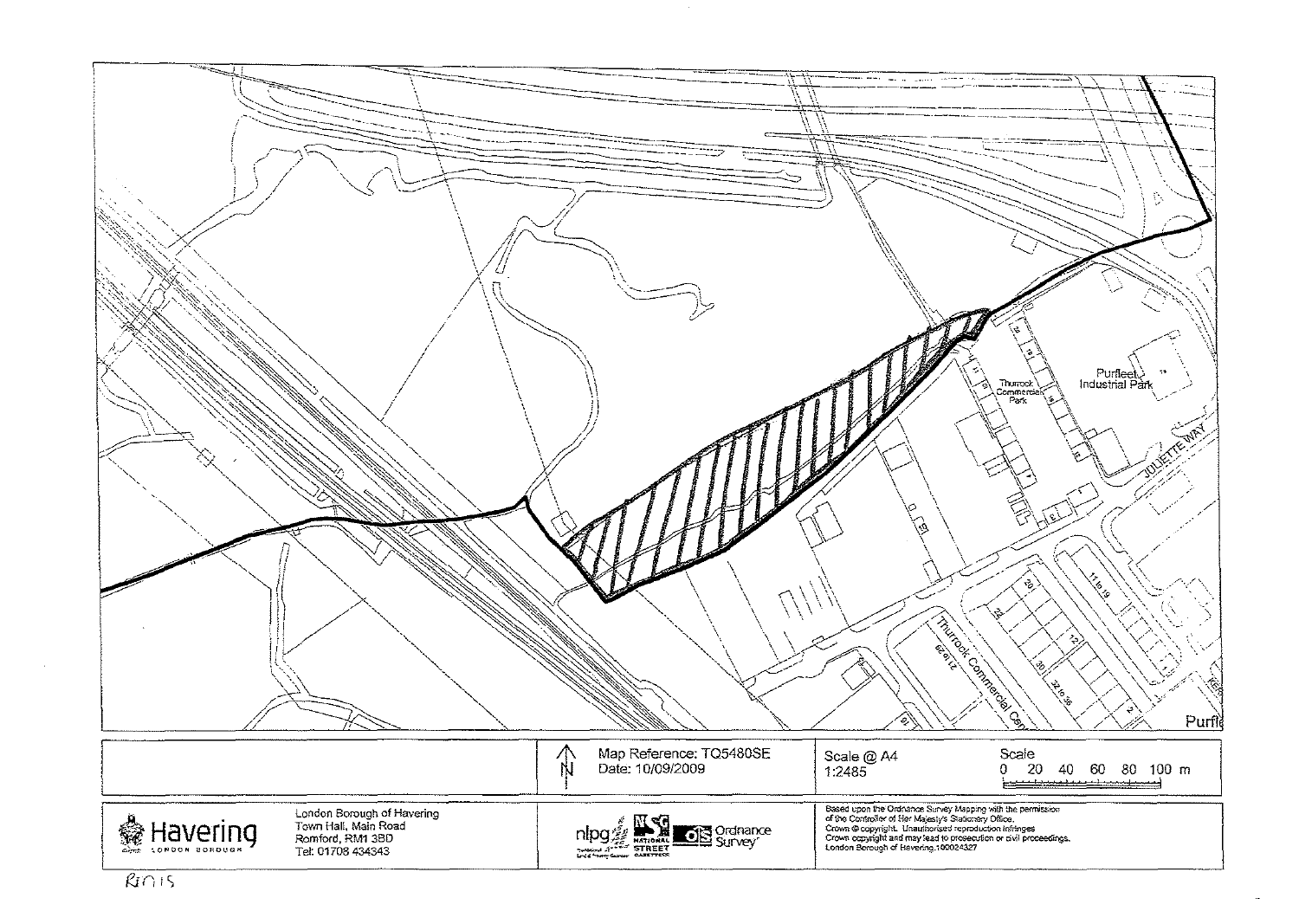Purfleet Industrial Park

Thurrock Commercial Park

JULIETTE WAY

Thurrock Commercial Cen

Purfl

| | | | |
|---|---|---|---|
| | Map Reference: TQ5480SE<br>Date: 10/09/2009 | Scale @ A4<br>1:2485 | Scale<br>0 20 40 60 80 100 m |
| **Havering** LONDON BOROUGH<br>London Borough of Havering<br>Town Hall, Main Road<br>Romford, RM1 3BD<br>Tel: 01708 434343 | nlpg NATIONAL STREET GAZETTEER Ordnance Survey | Based upon the Ordnance Survey Mapping with the permission of the Controller of Her Majesty's Stationery Office.<br>Crown © copyright. Unauthorised reproduction infringes Crown copyright and may lead to prosecution or civil proceedings.<br>London Borough of Havering.100024327 | |

R015